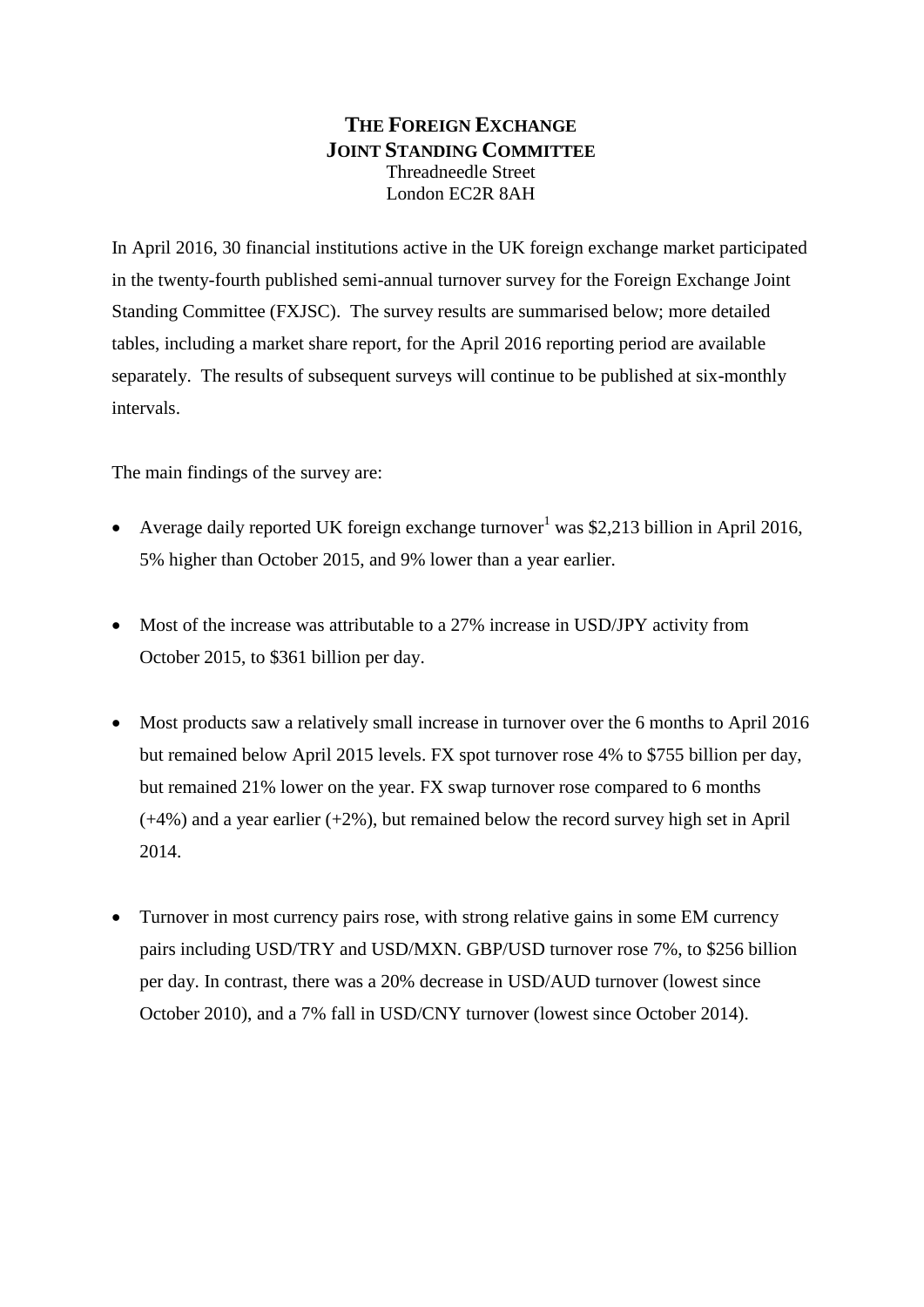# THE FOREIGN EXCHANGE JOINT STANDING COMMITTEE

Threadneedle Street
London EC2R 8AH

In April 2016, 30 financial institutions active in the UK foreign exchange market participated in the twenty-fourth published semi-annual turnover survey for the Foreign Exchange Joint Standing Committee (FXJSC). The survey results are summarised below; more detailed tables, including a market share report, for the April 2016 reporting period are available separately. The results of subsequent surveys will continue to be published at six-monthly intervals.

The main findings of the survey are:

- Average daily reported UK foreign exchange turnover[1] was $2,213 billion in April 2016, 5% higher than October 2015, and 9% lower than a year earlier.

- Most of the increase was attributable to a 27% increase in USD/JPY activity from October 2015, to $361 billion per day.

- Most products saw a relatively small increase in turnover over the 6 months to April 2016 but remained below April 2015 levels. FX spot turnover rose 4% to $755 billion per day, but remained 21% lower on the year. FX swap turnover rose compared to 6 months (+4%) and a year earlier (+2%), but remained below the record survey high set in April 2014.

- Turnover in most currency pairs rose, with strong relative gains in some EM currency pairs including USD/TRY and USD/MXN. GBP/USD turnover rose 7%, to $256 billion per day. In contrast, there was a 20% decrease in USD/AUD turnover (lowest since October 2010), and a 7% fall in USD/CNY turnover (lowest since October 2014).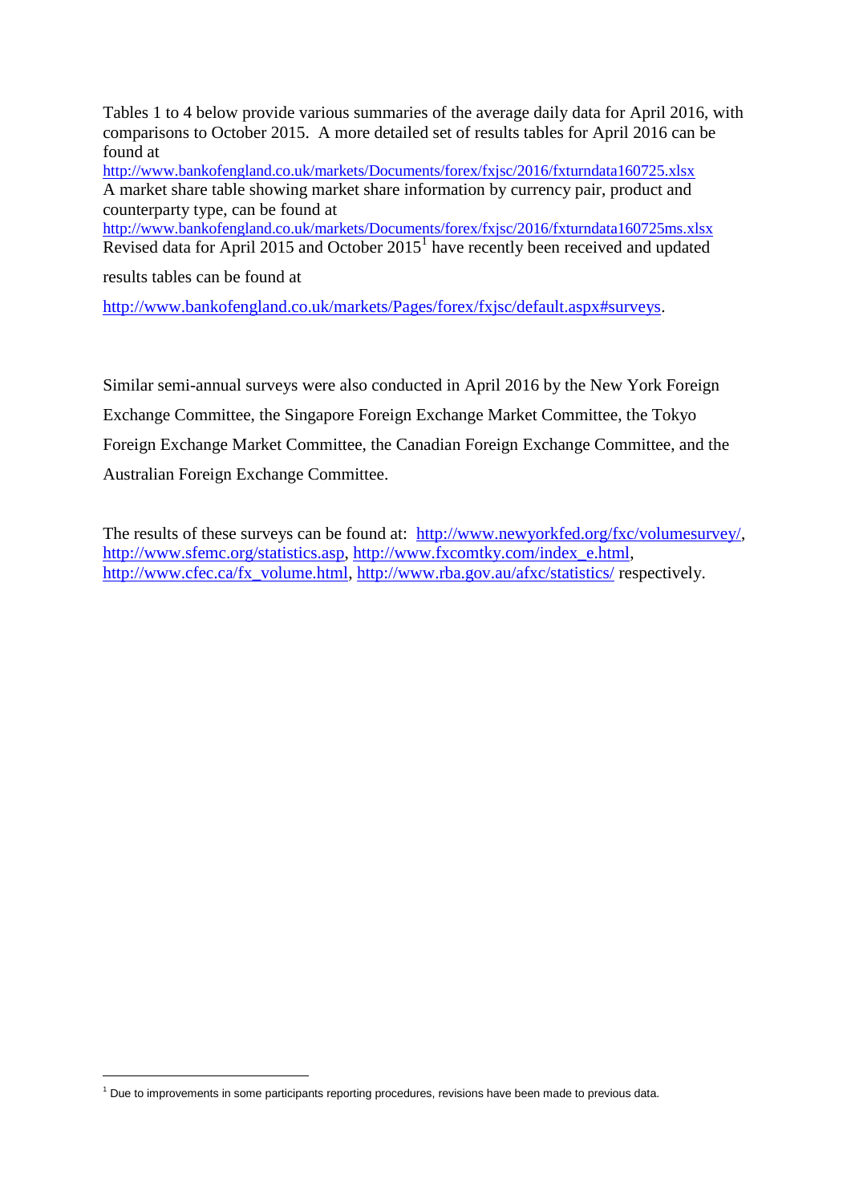Tables 1 to 4 below provide various summaries of the average daily data for April 2016, with comparisons to October 2015. A more detailed set of results tables for April 2016 can be found at
http://www.bankofengland.co.uk/markets/Documents/forex/fxjsc/2016/fxturndata160725.xlsx
A market share table showing market share information by currency pair, product and counterparty type, can be found at
http://www.bankofengland.co.uk/markets/Documents/forex/fxjsc/2016/fxturndata160725ms.xlsx
Revised data for April 2015 and October 2015[1] have recently been received and updated results tables can be found at

http://www.bankofengland.co.uk/markets/Pages/forex/fxjsc/default.aspx#surveys.

Similar semi-annual surveys were also conducted in April 2016 by the New York Foreign Exchange Committee, the Singapore Foreign Exchange Market Committee, the Tokyo Foreign Exchange Market Committee, the Canadian Foreign Exchange Committee, and the Australian Foreign Exchange Committee.

The results of these surveys can be found at: http://www.newyorkfed.org/fxc/volumesurvey/, http://www.sfemc.org/statistics.asp, http://www.fxcomtky.com/index_e.html, http://www.cfec.ca/fx_volume.html, http://www.rba.gov.au/afxc/statistics/ respectively.

[1] Due to improvements in some participants reporting procedures, revisions have been made to previous data.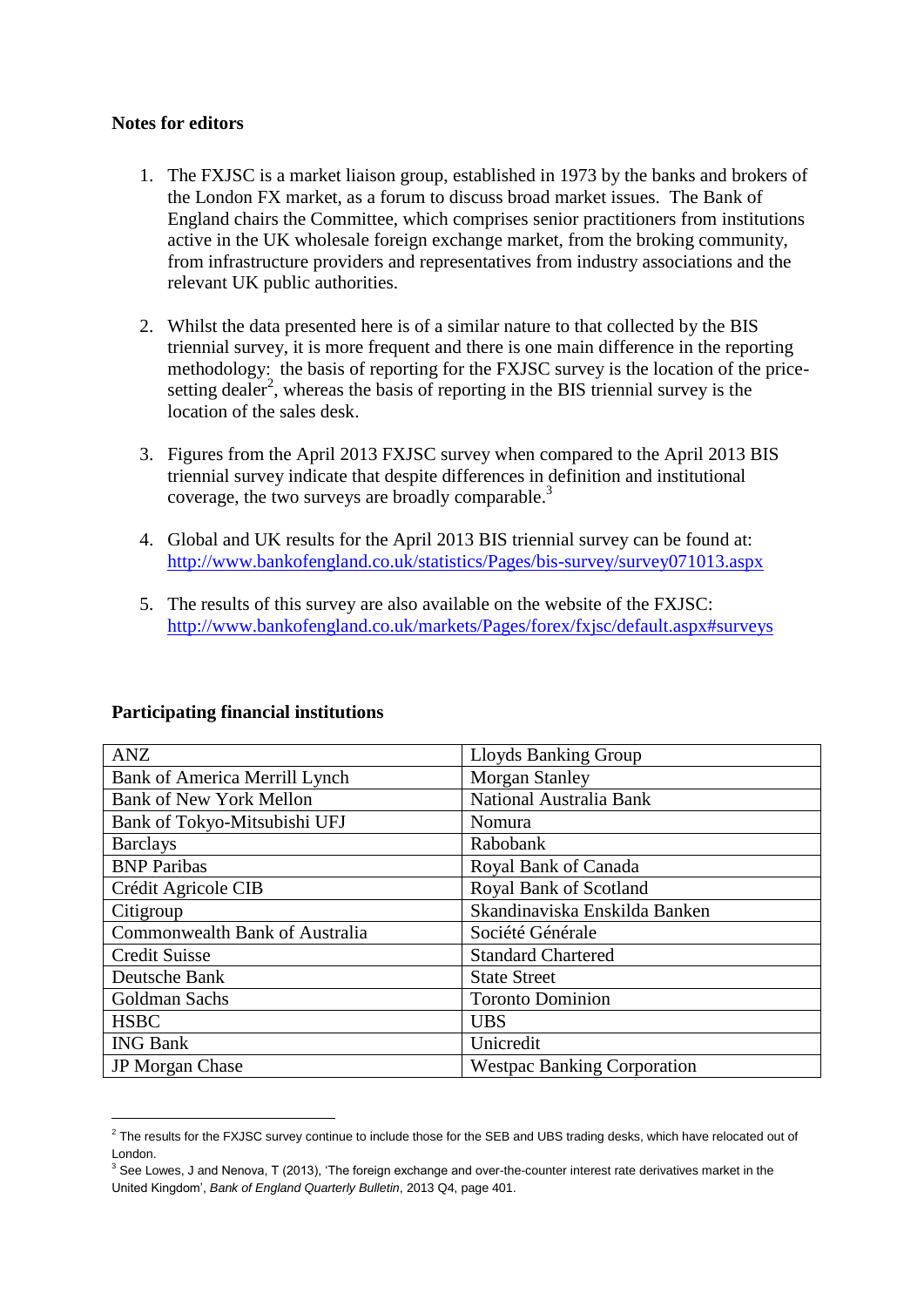**Notes for editors**

1. The FXJSC is a market liaison group, established in 1973 by the banks and brokers of the London FX market, as a forum to discuss broad market issues. The Bank of England chairs the Committee, which comprises senior practitioners from institutions active in the UK wholesale foreign exchange market, from the broking community, from infrastructure providers and representatives from industry associations and the relevant UK public authorities.

2. Whilst the data presented here is of a similar nature to that collected by the BIS triennial survey, it is more frequent and there is one main difference in the reporting methodology: the basis of reporting for the FXJSC survey is the location of the price-setting dealer[2], whereas the basis of reporting in the BIS triennial survey is the location of the sales desk.

3. Figures from the April 2013 FXJSC survey when compared to the April 2013 BIS triennial survey indicate that despite differences in definition and institutional coverage, the two surveys are broadly comparable.[3]

4. Global and UK results for the April 2013 BIS triennial survey can be found at: http://www.bankofengland.co.uk/statistics/Pages/bis-survey/survey071013.aspx

5. The results of this survey are also available on the website of the FXJSC: http://www.bankofengland.co.uk/markets/Pages/forex/fxjsc/default.aspx#surveys

**Participating financial institutions**

| | |
|---|---|
| ANZ | Lloyds Banking Group |
| Bank of America Merrill Lynch | Morgan Stanley |
| Bank of New York Mellon | National Australia Bank |
| Bank of Tokyo-Mitsubishi UFJ | Nomura |
| Barclays | Rabobank |
| BNP Paribas | Royal Bank of Canada |
| Crédit Agricole CIB | Royal Bank of Scotland |
| Citigroup | Skandinaviska Enskilda Banken |
| Commonwealth Bank of Australia | Société Générale |
| Credit Suisse | Standard Chartered |
| Deutsche Bank | State Street |
| Goldman Sachs | Toronto Dominion |
| HSBC | UBS |
| ING Bank | Unicredit |
| JP Morgan Chase | Westpac Banking Corporation |

[2] The results for the FXJSC survey continue to include those for the SEB and UBS trading desks, which have relocated out of London.

[3] See Lowes, J and Nenova, T (2013), 'The foreign exchange and over-the-counter interest rate derivatives market in the United Kingdom', *Bank of England Quarterly Bulletin*, 2013 Q4, page 401.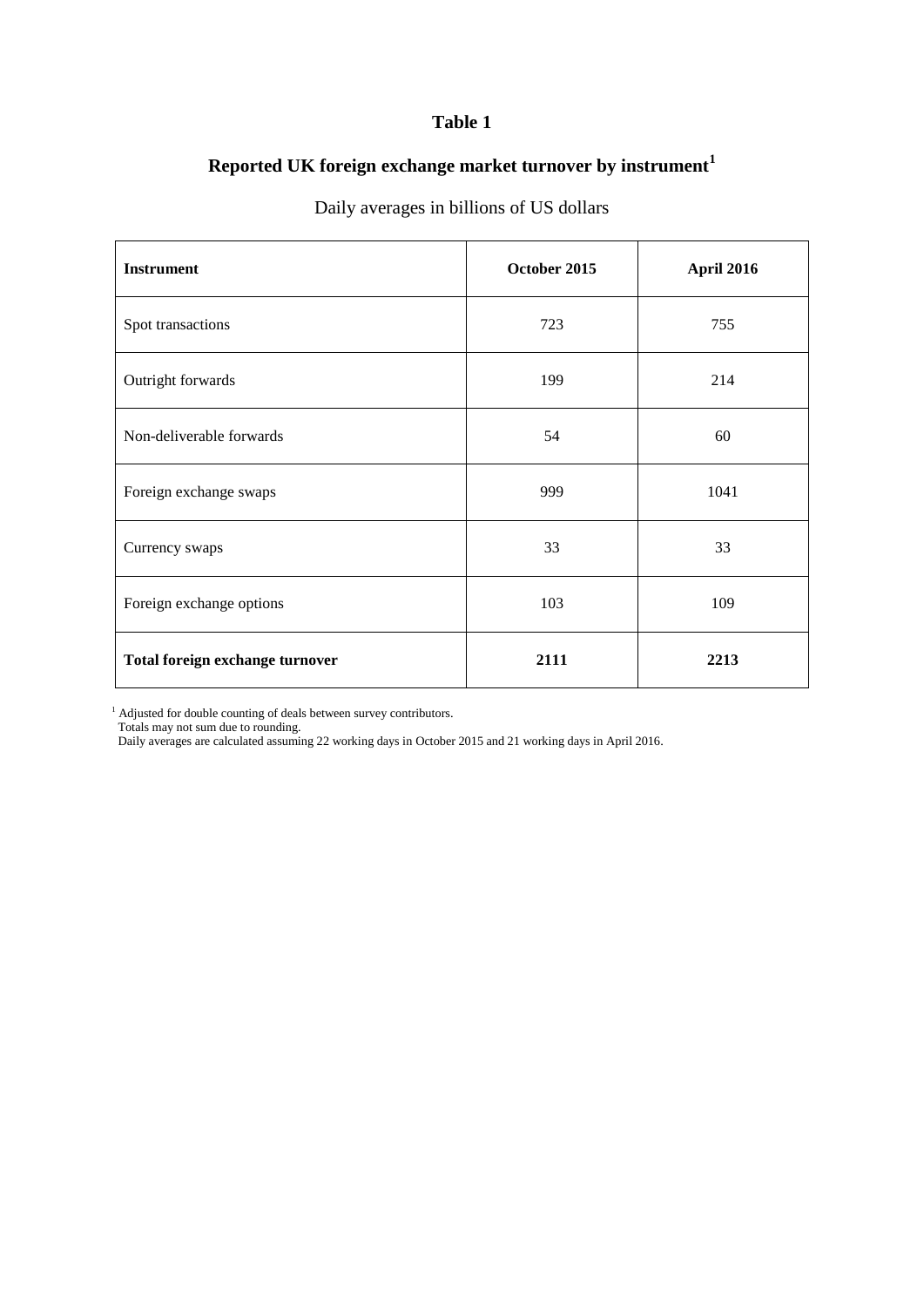# Table 1

## Reported UK foreign exchange market turnover by instrument[1]

Daily averages in billions of US dollars

| Instrument | October 2015 | April 2016 |
|---|---|---|
| Spot transactions | 723 | 755 |
| Outright forwards | 199 | 214 |
| Non-deliverable forwards | 54 | 60 |
| Foreign exchange swaps | 999 | 1041 |
| Currency swaps | 33 | 33 |
| Foreign exchange options | 103 | 109 |
| **Total foreign exchange turnover** | **2111** | **2213** |

[1] Adjusted for double counting of deals between survey contributors.
Totals may not sum due to rounding.
Daily averages are calculated assuming 22 working days in October 2015 and 21 working days in April 2016.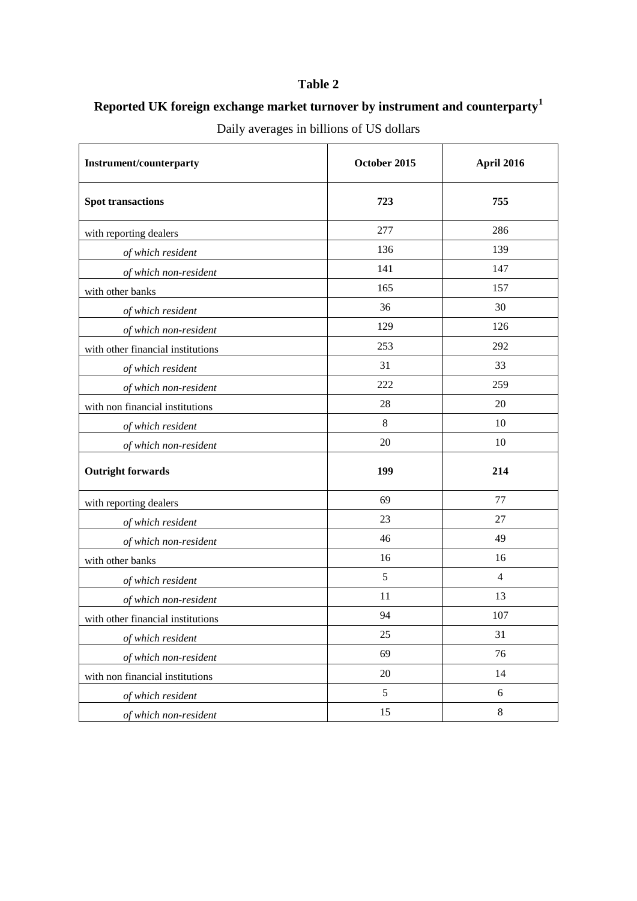## Table 2

### Reported UK foreign exchange market turnover by instrument and counterparty[1]

Daily averages in billions of US dollars

| Instrument/counterparty | October 2015 | April 2016 |
|---|---|---|
| **Spot transactions** | **723** | **755** |
| with reporting dealers | 277 | 286 |
| *of which resident* | 136 | 139 |
| *of which non-resident* | 141 | 147 |
| with other banks | 165 | 157 |
| *of which resident* | 36 | 30 |
| *of which non-resident* | 129 | 126 |
| with other financial institutions | 253 | 292 |
| *of which resident* | 31 | 33 |
| *of which non-resident* | 222 | 259 |
| with non financial institutions | 28 | 20 |
| *of which resident* | 8 | 10 |
| *of which non-resident* | 20 | 10 |
| **Outright forwards** | **199** | **214** |
| with reporting dealers | 69 | 77 |
| *of which resident* | 23 | 27 |
| *of which non-resident* | 46 | 49 |
| with other banks | 16 | 16 |
| *of which resident* | 5 | 4 |
| *of which non-resident* | 11 | 13 |
| with other financial institutions | 94 | 107 |
| *of which resident* | 25 | 31 |
| *of which non-resident* | 69 | 76 |
| with non financial institutions | 20 | 14 |
| *of which resident* | 5 | 6 |
| *of which non-resident* | 15 | 8 |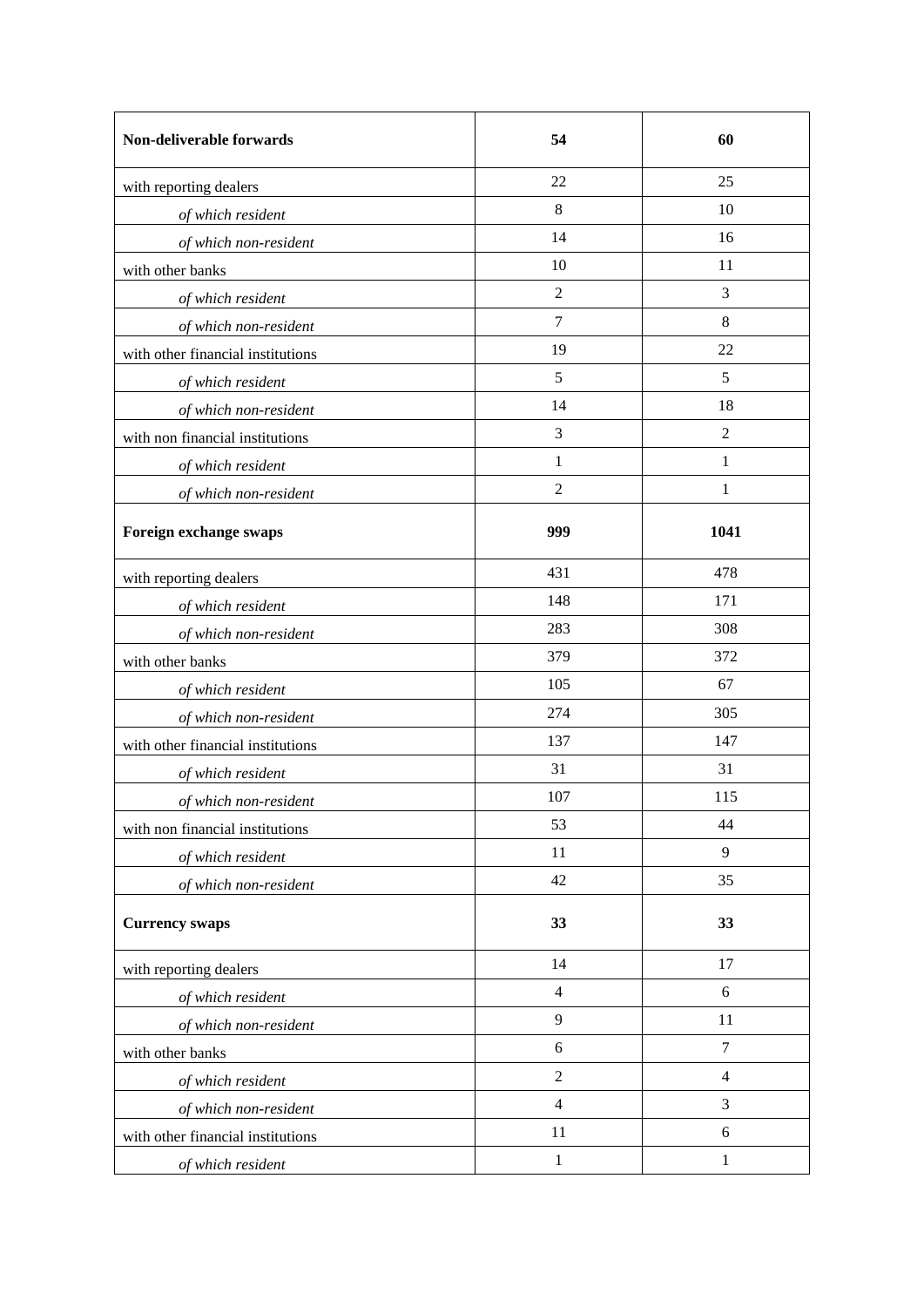| **Non-deliverable forwards** | **54** | **60** |
|---|---|---|
| with reporting dealers | 22 | 25 |
| *of which resident* | 8 | 10 |
| *of which non-resident* | 14 | 16 |
| with other banks | 10 | 11 |
| *of which resident* | 2 | 3 |
| *of which non-resident* | 7 | 8 |
| with other financial institutions | 19 | 22 |
| *of which resident* | 5 | 5 |
| *of which non-resident* | 14 | 18 |
| with non financial institutions | 3 | 2 |
| *of which resident* | 1 | 1 |
| *of which non-resident* | 2 | 1 |
| **Foreign exchange swaps** | **999** | **1041** |
| with reporting dealers | 431 | 478 |
| *of which resident* | 148 | 171 |
| *of which non-resident* | 283 | 308 |
| with other banks | 379 | 372 |
| *of which resident* | 105 | 67 |
| *of which non-resident* | 274 | 305 |
| with other financial institutions | 137 | 147 |
| *of which resident* | 31 | 31 |
| *of which non-resident* | 107 | 115 |
| with non financial institutions | 53 | 44 |
| *of which resident* | 11 | 9 |
| *of which non-resident* | 42 | 35 |
| **Currency swaps** | **33** | **33** |
| with reporting dealers | 14 | 17 |
| *of which resident* | 4 | 6 |
| *of which non-resident* | 9 | 11 |
| with other banks | 6 | 7 |
| *of which resident* | 2 | 4 |
| *of which non-resident* | 4 | 3 |
| with other financial institutions | 11 | 6 |
| *of which resident* | 1 | 1 |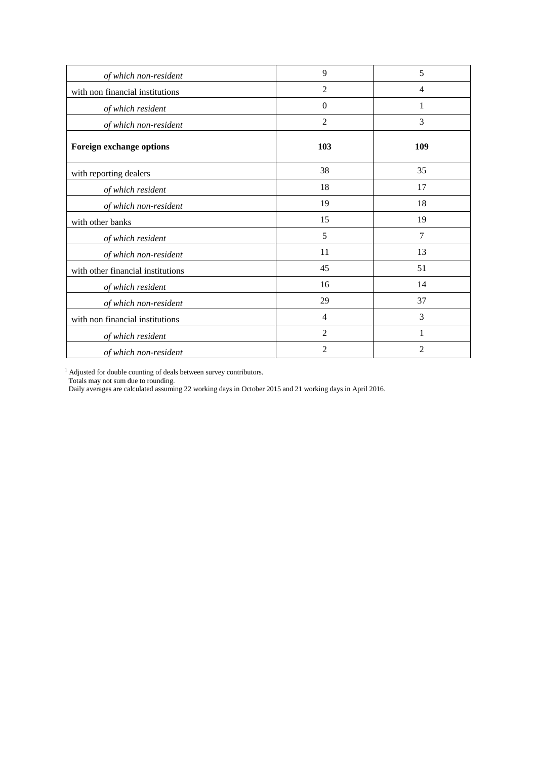| | | |
|---|---|---|
| *of which non-resident* | 9 | 5 |
| with non financial institutions | 2 | 4 |
| *of which resident* | 0 | 1 |
| *of which non-resident* | 2 | 3 |
| **Foreign exchange options** | **103** | **109** |
| with reporting dealers | 38 | 35 |
| *of which resident* | 18 | 17 |
| *of which non-resident* | 19 | 18 |
| with other banks | 15 | 19 |
| *of which resident* | 5 | 7 |
| *of which non-resident* | 11 | 13 |
| with other financial institutions | 45 | 51 |
| *of which resident* | 16 | 14 |
| *of which non-resident* | 29 | 37 |
| with non financial institutions | 4 | 3 |
| *of which resident* | 2 | 1 |
| *of which non-resident* | 2 | 2 |

[1] Adjusted for double counting of deals between survey contributors.
Totals may not sum due to rounding.
Daily averages are calculated assuming 22 working days in October 2015 and 21 working days in April 2016.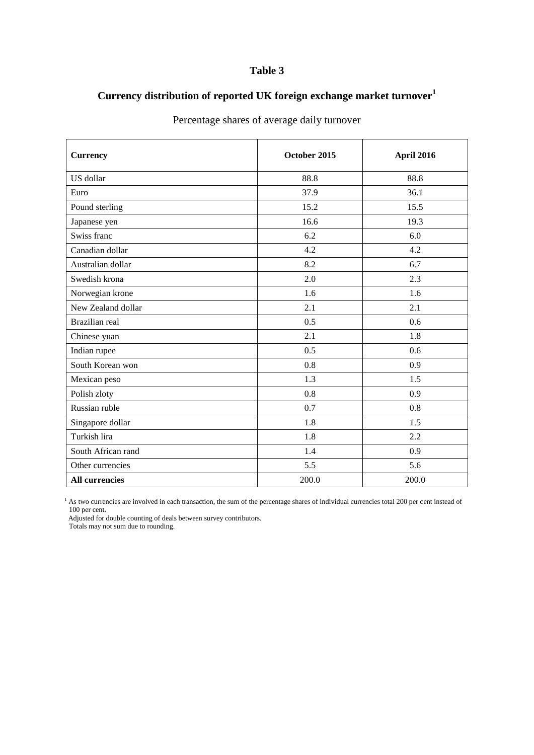# Table 3

## Currency distribution of reported UK foreign exchange market turnover[1]

Percentage shares of average daily turnover

| Currency | October 2015 | April 2016 |
|---|---|---|
| US dollar | 88.8 | 88.8 |
| Euro | 37.9 | 36.1 |
| Pound sterling | 15.2 | 15.5 |
| Japanese yen | 16.6 | 19.3 |
| Swiss franc | 6.2 | 6.0 |
| Canadian dollar | 4.2 | 4.2 |
| Australian dollar | 8.2 | 6.7 |
| Swedish krona | 2.0 | 2.3 |
| Norwegian krone | 1.6 | 1.6 |
| New Zealand dollar | 2.1 | 2.1 |
| Brazilian real | 0.5 | 0.6 |
| Chinese yuan | 2.1 | 1.8 |
| Indian rupee | 0.5 | 0.6 |
| South Korean won | 0.8 | 0.9 |
| Mexican peso | 1.3 | 1.5 |
| Polish zloty | 0.8 | 0.9 |
| Russian ruble | 0.7 | 0.8 |
| Singapore dollar | 1.8 | 1.5 |
| Turkish lira | 1.8 | 2.2 |
| South African rand | 1.4 | 0.9 |
| Other currencies | 5.5 | 5.6 |
| **All currencies** | 200.0 | 200.0 |

[1] As two currencies are involved in each transaction, the sum of the percentage shares of individual currencies total 200 per cent instead of 100 per cent.
Adjusted for double counting of deals between survey contributors.
Totals may not sum due to rounding.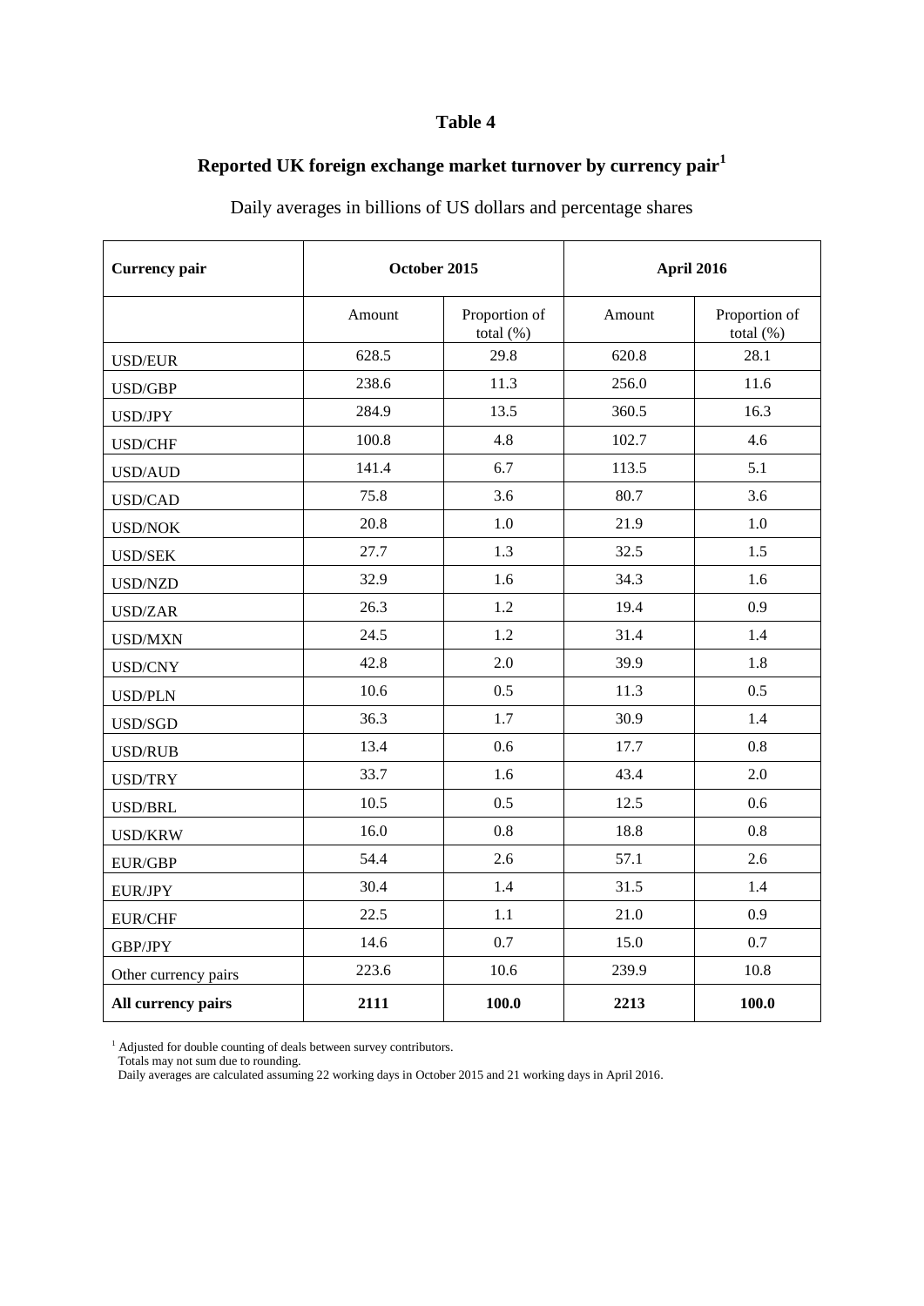# Table 4

## Reported UK foreign exchange market turnover by currency pair[1]

Daily averages in billions of US dollars and percentage shares

| Currency pair | October 2015 | | April 2016 | |
|---|---|---|---|---|
| | Amount | Proportion of total (%) | Amount | Proportion of total (%) |
| USD/EUR | 628.5 | 29.8 | 620.8 | 28.1 |
| USD/GBP | 238.6 | 11.3 | 256.0 | 11.6 |
| USD/JPY | 284.9 | 13.5 | 360.5 | 16.3 |
| USD/CHF | 100.8 | 4.8 | 102.7 | 4.6 |
| USD/AUD | 141.4 | 6.7 | 113.5 | 5.1 |
| USD/CAD | 75.8 | 3.6 | 80.7 | 3.6 |
| USD/NOK | 20.8 | 1.0 | 21.9 | 1.0 |
| USD/SEK | 27.7 | 1.3 | 32.5 | 1.5 |
| USD/NZD | 32.9 | 1.6 | 34.3 | 1.6 |
| USD/ZAR | 26.3 | 1.2 | 19.4 | 0.9 |
| USD/MXN | 24.5 | 1.2 | 31.4 | 1.4 |
| USD/CNY | 42.8 | 2.0 | 39.9 | 1.8 |
| USD/PLN | 10.6 | 0.5 | 11.3 | 0.5 |
| USD/SGD | 36.3 | 1.7 | 30.9 | 1.4 |
| USD/RUB | 13.4 | 0.6 | 17.7 | 0.8 |
| USD/TRY | 33.7 | 1.6 | 43.4 | 2.0 |
| USD/BRL | 10.5 | 0.5 | 12.5 | 0.6 |
| USD/KRW | 16.0 | 0.8 | 18.8 | 0.8 |
| EUR/GBP | 54.4 | 2.6 | 57.1 | 2.6 |
| EUR/JPY | 30.4 | 1.4 | 31.5 | 1.4 |
| EUR/CHF | 22.5 | 1.1 | 21.0 | 0.9 |
| GBP/JPY | 14.6 | 0.7 | 15.0 | 0.7 |
| Other currency pairs | 223.6 | 10.6 | 239.9 | 10.8 |
| **All currency pairs** | **2111** | **100.0** | **2213** | **100.0** |

[1] Adjusted for double counting of deals between survey contributors.
Totals may not sum due to rounding.
Daily averages are calculated assuming 22 working days in October 2015 and 21 working days in April 2016.